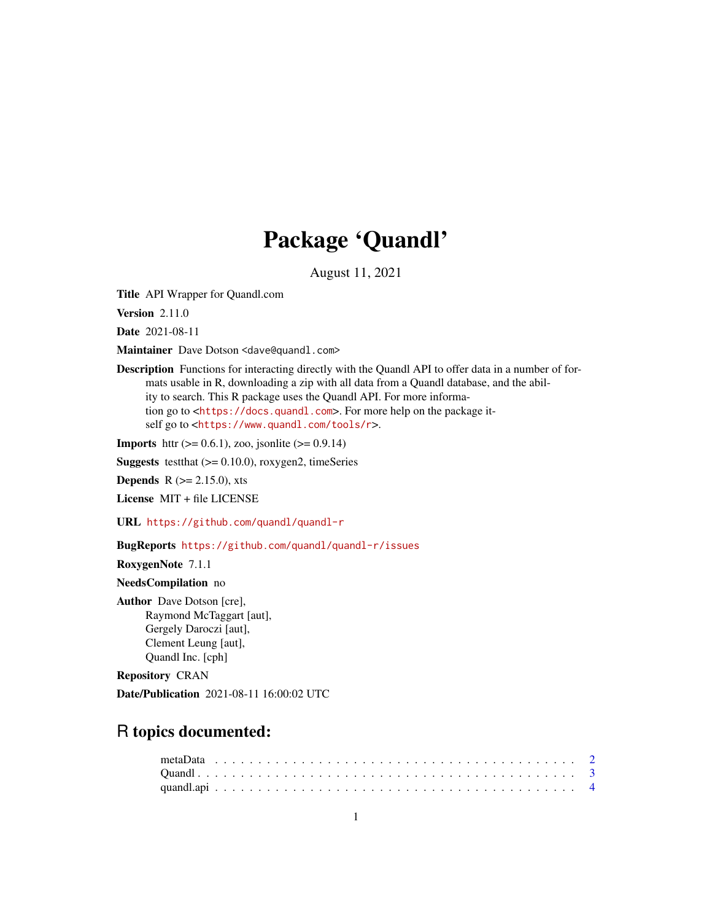# Package 'Quandl'

August 11, 2021

**Title** API Wrapper for Quandl.com

**Version** 2.11.0

**Date** 2021-08-11

**Maintainer** Dave Dotson <dave@quandl.com>

**Description** Functions for interacting directly with the Quandl API to offer data in a number of formats usable in R, downloading a zip with all data from a Quandl database, and the ability to search. This R package uses the Quandl API. For more information go to <https://docs.quandl.com>. For more help on the package itself go to <https://www.quandl.com/tools/r>.

**Imports** httr (>= 0.6.1), zoo, jsonlite (>= 0.9.14)

**Suggests** testthat (>= 0.10.0), roxygen2, timeSeries

**Depends** R (>= 2.15.0), xts

**License** MIT + file LICENSE

**URL** https://github.com/quandl/quandl-r

**BugReports** https://github.com/quandl/quandl-r/issues

**RoxygenNote** 7.1.1

**NeedsCompilation** no

**Author** Dave Dotson [cre],
Raymond McTaggart [aut],
Gergely Daroczi [aut],
Clement Leung [aut],
Quandl Inc. [cph]

**Repository** CRAN

**Date/Publication** 2021-08-11 16:00:02 UTC

## R topics documented:

metaData . . . . . . . . . . . . . . . . . . . . . . . . . . . . . . . . . . . . . . . . 2
Quandl . . . . . . . . . . . . . . . . . . . . . . . . . . . . . . . . . . . . . . . . . . 3
quandl.api . . . . . . . . . . . . . . . . . . . . . . . . . . . . . . . . . . . . . . . . 4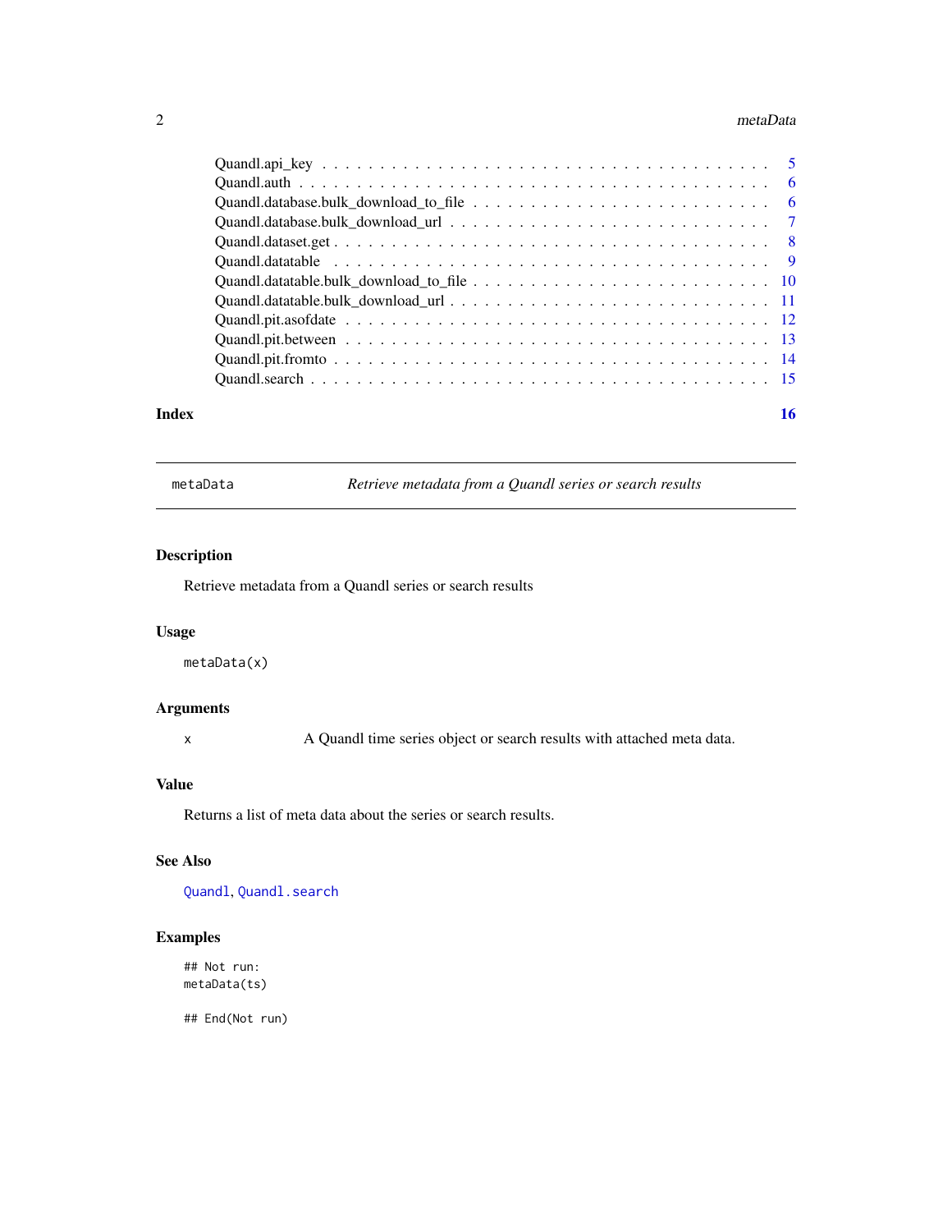Quandl.api_key . . . . . . . . . . . . . . . . . . . . . . . . . . . . . . . . . . . . . . 5
Quandl.auth . . . . . . . . . . . . . . . . . . . . . . . . . . . . . . . . . . . . . . . . 6
Quandl.database.bulk_download_to_file . . . . . . . . . . . . . . . . . . . . . . . . . . 6
Quandl.database.bulk_download_url . . . . . . . . . . . . . . . . . . . . . . . . . . . . 7
Quandl.dataset.get . . . . . . . . . . . . . . . . . . . . . . . . . . . . . . . . . . . . . 8
Quandl.datatable . . . . . . . . . . . . . . . . . . . . . . . . . . . . . . . . . . . . . . 9
Quandl.datatable.bulk_download_to_file . . . . . . . . . . . . . . . . . . . . . . . . . . 10
Quandl.datatable.bulk_download_url . . . . . . . . . . . . . . . . . . . . . . . . . . . . 11
Quandl.pit.asofdate . . . . . . . . . . . . . . . . . . . . . . . . . . . . . . . . . . . . 12
Quandl.pit.between . . . . . . . . . . . . . . . . . . . . . . . . . . . . . . . . . . . . . 13
Quandl.pit.fromto . . . . . . . . . . . . . . . . . . . . . . . . . . . . . . . . . . . . . . 14
Quandl.search . . . . . . . . . . . . . . . . . . . . . . . . . . . . . . . . . . . . . . . . 15

**Index** **16**

---

`metaData` *Retrieve metadata from a Quandl series or search results*

---

## Description

Retrieve metadata from a Quandl series or search results

## Usage

```
metaData(x)
```

## Arguments

| | |
|---|---|
| x | A Quandl time series object or search results with attached meta data. |

## Value

Returns a list of meta data about the series or search results.

## See Also

`Quandl`, `Quandl.search`

## Examples

```
## Not run:
metaData(ts)

## End(Not run)
```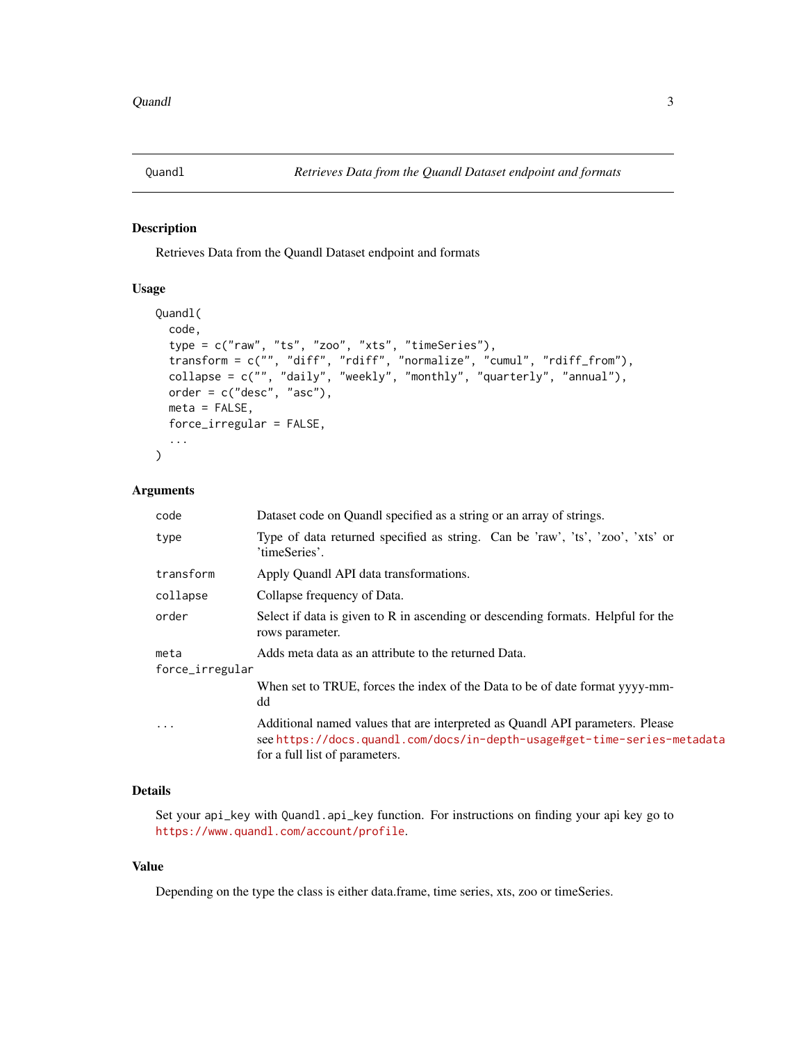## Quandl — *Retrieves Data from the Quandl Dataset endpoint and formats*

### Description

Retrieves Data from the Quandl Dataset endpoint and formats

### Usage

```
Quandl(
  code,
  type = c("raw", "ts", "zoo", "xts", "timeSeries"),
  transform = c("", "diff", "rdiff", "normalize", "cumul", "rdiff_from"),
  collapse = c("", "daily", "weekly", "monthly", "quarterly", "annual"),
  order = c("desc", "asc"),
  meta = FALSE,
  force_irregular = FALSE,
  ...
)
```

### Arguments

| Argument | Description |
|---|---|
| `code` | Dataset code on Quandl specified as a string or an array of strings. |
| `type` | Type of data returned specified as string. Can be 'raw', 'ts', 'zoo', 'xts' or 'timeSeries'. |
| `transform` | Apply Quandl API data transformations. |
| `collapse` | Collapse frequency of Data. |
| `order` | Select if data is given to R in ascending or descending formats. Helpful for the rows parameter. |
| `meta` | Adds meta data as an attribute to the returned Data. |
| `force_irregular` | When set to TRUE, forces the index of the Data to be of date format yyyy-mm-dd |
| `...` | Additional named values that are interpreted as Quandl API parameters. Please see https://docs.quandl.com/docs/in-depth-usage#get-time-series-metadata for a full list of parameters. |

### Details

Set your `api_key` with `Quandl.api_key` function. For instructions on finding your api key go to https://www.quandl.com/account/profile.

### Value

Depending on the type the class is either data.frame, time series, xts, zoo or timeSeries.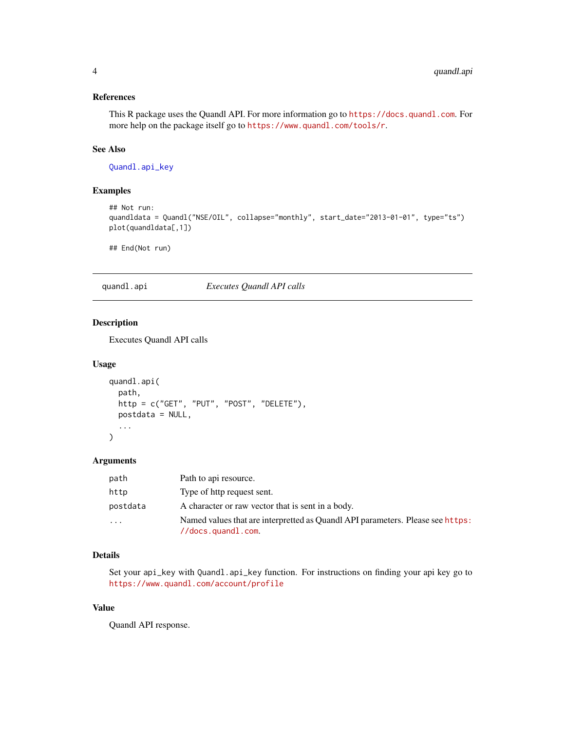### References

This R package uses the Quandl API. For more information go to https://docs.quandl.com. For more help on the package itself go to https://www.quandl.com/tools/r.

### See Also

Quandl.api_key

### Examples

```
## Not run:
quandldata = Quandl("NSE/OIL", collapse="monthly", start_date="2013-01-01", type="ts")
plot(quandldata[,1])

## End(Not run)
```

---

## quandl.api — *Executes Quandl API calls*

---

### Description

Executes Quandl API calls

### Usage

```
quandl.api(
  path,
  http = c("GET", "PUT", "POST", "DELETE"),
  postdata = NULL,
  ...
)
```

### Arguments

| | |
|---|---|
| path | Path to api resource. |
| http | Type of http request sent. |
| postdata | A character or raw vector that is sent in a body. |
| ... | Named values that are interpretted as Quandl API parameters. Please see https://docs.quandl.com. |

### Details

Set your api_key with Quandl.api_key function. For instructions on finding your api key go to https://www.quandl.com/account/profile

### Value

Quandl API response.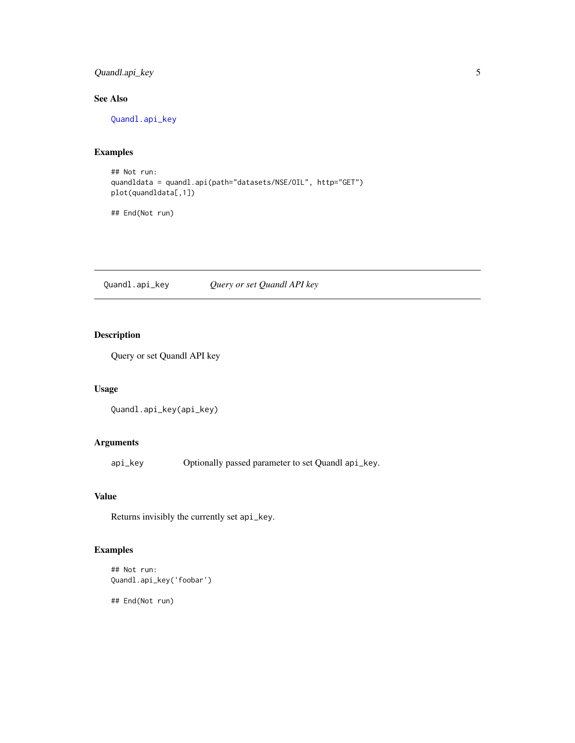### See Also

Quandl.api_key

### Examples

```
## Not run:
quandldata = quandl.api(path="datasets/NSE/OIL", http="GET")
plot(quandldata[,1])

## End(Not run)
```

---

## Quandl.api_key — *Query or set Quandl API key*

---

### Description

Query or set Quandl API key

### Usage

```
Quandl.api_key(api_key)
```

### Arguments

| | |
|---|---|
| api_key | Optionally passed parameter to set Quandl api_key. |

### Value

Returns invisibly the currently set api_key.

### Examples

```
## Not run:
Quandl.api_key('foobar')

## End(Not run)
```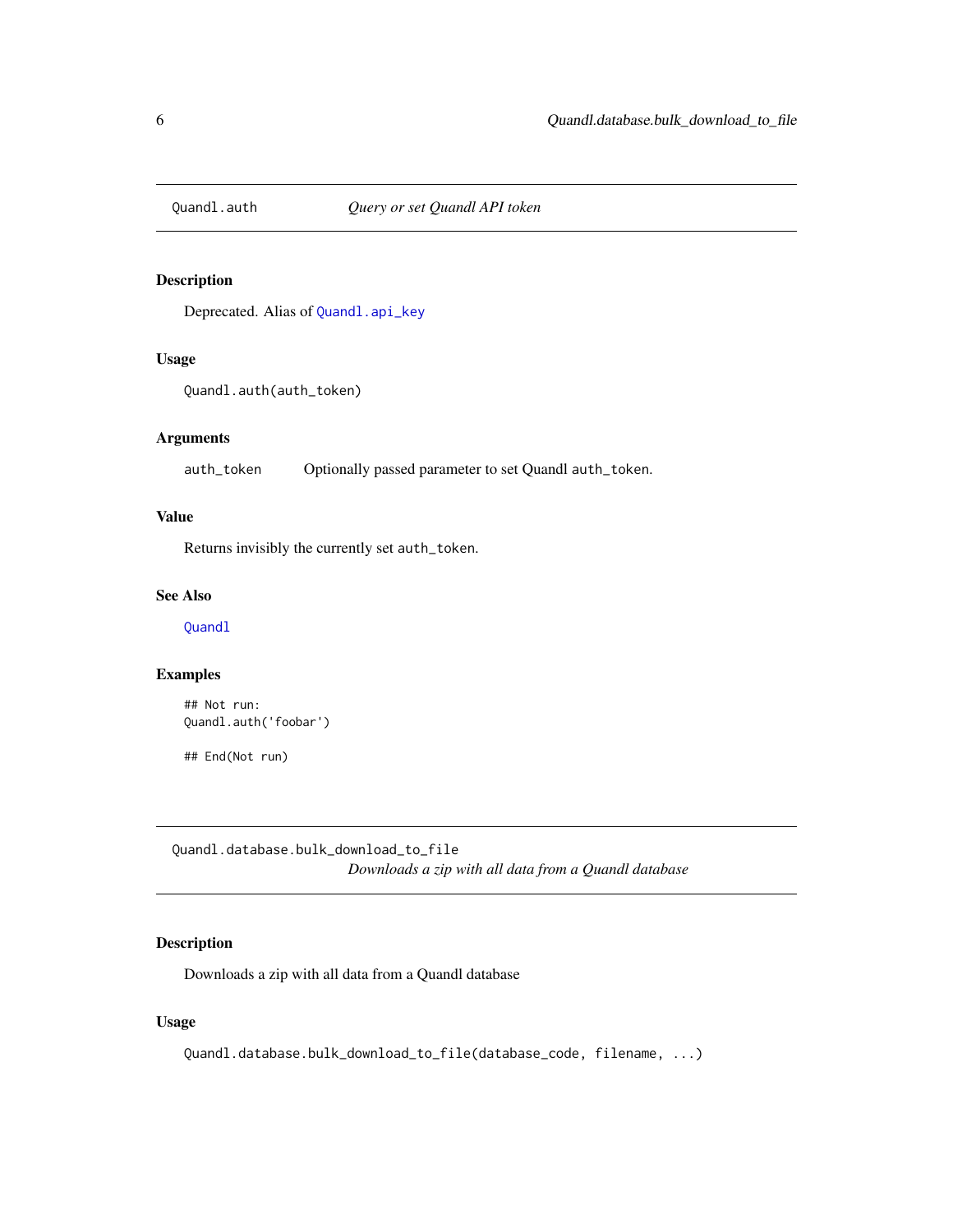## Quandl.auth — *Query or set Quandl API token*

### Description

Deprecated. Alias of `Quandl.api_key`

### Usage

```
Quandl.auth(auth_token)
```

### Arguments

| | |
|---|---|
| `auth_token` | Optionally passed parameter to set Quandl `auth_token`. |

### Value

Returns invisibly the currently set `auth_token`.

### See Also

`Quandl`

### Examples

```
## Not run:
Quandl.auth('foobar')

## End(Not run)
```

## Quandl.database.bulk_download_to_file — *Downloads a zip with all data from a Quandl database*

### Description

Downloads a zip with all data from a Quandl database

### Usage

```
Quandl.database.bulk_download_to_file(database_code, filename, ...)
```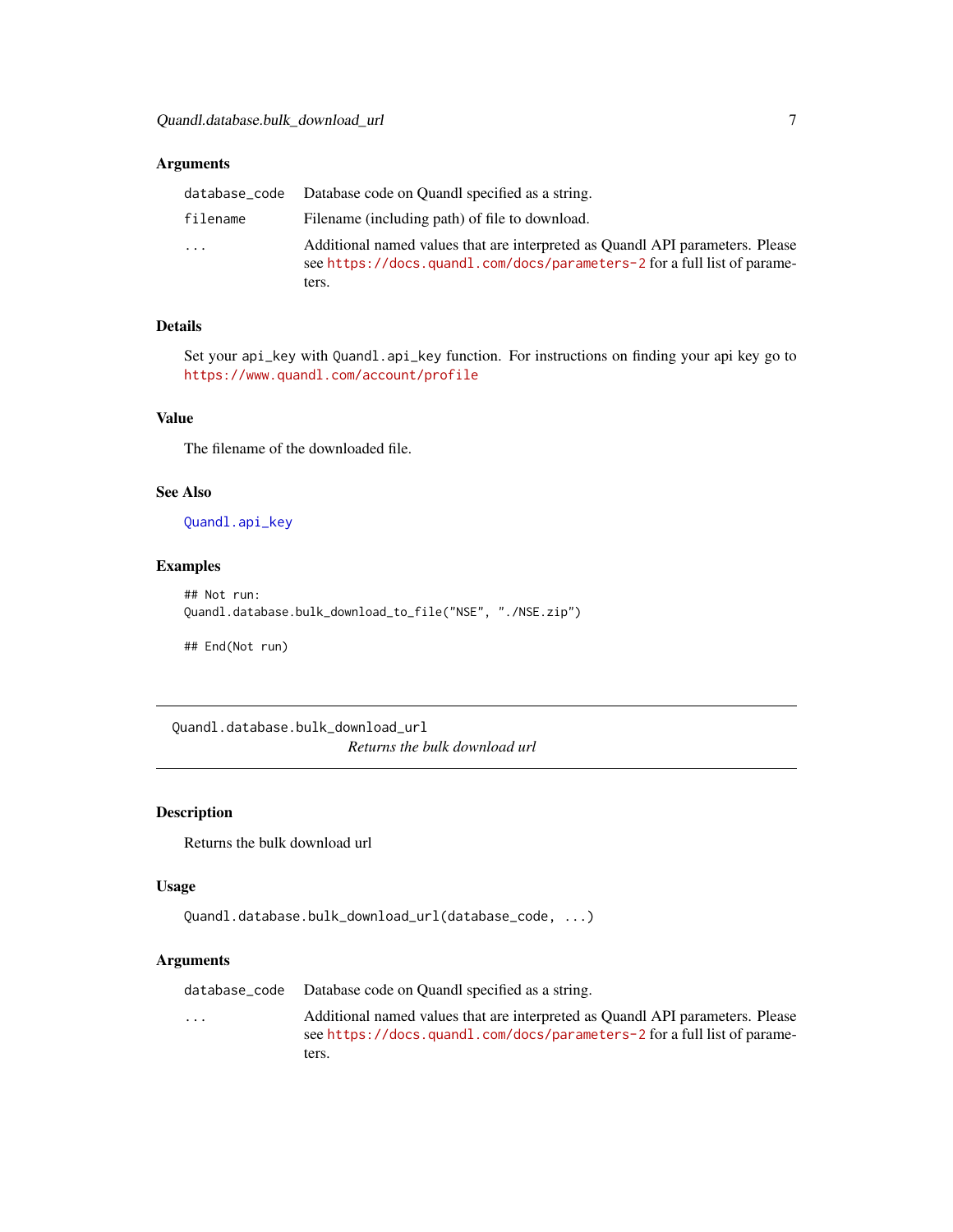## Arguments

| | |
|---|---|
| database_code | Database code on Quandl specified as a string. |
| filename | Filename (including path) of file to download. |
| ... | Additional named values that are interpreted as Quandl API parameters. Please see https://docs.quandl.com/docs/parameters-2 for a full list of parameters. |

## Details

Set your api_key with Quandl.api_key function. For instructions on finding your api key go to https://www.quandl.com/account/profile

## Value

The filename of the downloaded file.

## See Also

Quandl.api_key

## Examples

```
## Not run:
Quandl.database.bulk_download_to_file("NSE", "./NSE.zip")

## End(Not run)
```

---

# Quandl.database.bulk_download_url

*Returns the bulk download url*

---

## Description

Returns the bulk download url

## Usage

```
Quandl.database.bulk_download_url(database_code, ...)
```

## Arguments

| | |
|---|---|
| database_code | Database code on Quandl specified as a string. |
| ... | Additional named values that are interpreted as Quandl API parameters. Please see https://docs.quandl.com/docs/parameters-2 for a full list of parameters. |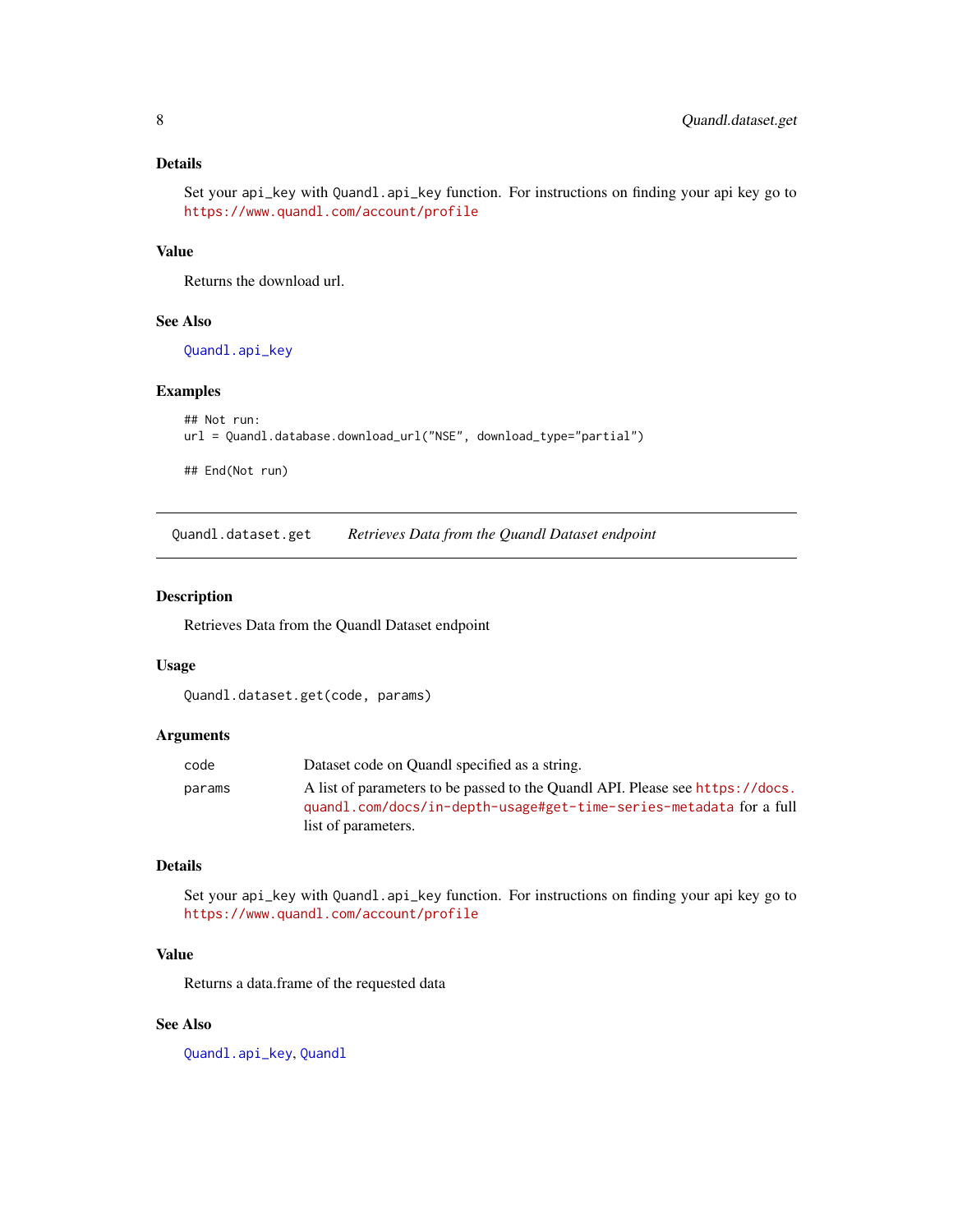### Details

Set your api_key with Quandl.api_key function. For instructions on finding your api key go to https://www.quandl.com/account/profile

### Value

Returns the download url.

### See Also

Quandl.api_key

### Examples

```
## Not run:
url = Quandl.database.download_url("NSE", download_type="partial")

## End(Not run)
```

---

## Quandl.dataset.get — *Retrieves Data from the Quandl Dataset endpoint*

---

### Description

Retrieves Data from the Quandl Dataset endpoint

### Usage

```
Quandl.dataset.get(code, params)
```

### Arguments

| | |
|---|---|
| code | Dataset code on Quandl specified as a string. |
| params | A list of parameters to be passed to the Quandl API. Please see https://docs.quandl.com/docs/in-depth-usage#get-time-series-metadata for a full list of parameters. |

### Details

Set your api_key with Quandl.api_key function. For instructions on finding your api key go to https://www.quandl.com/account/profile

### Value

Returns a data.frame of the requested data

### See Also

Quandl.api_key, Quandl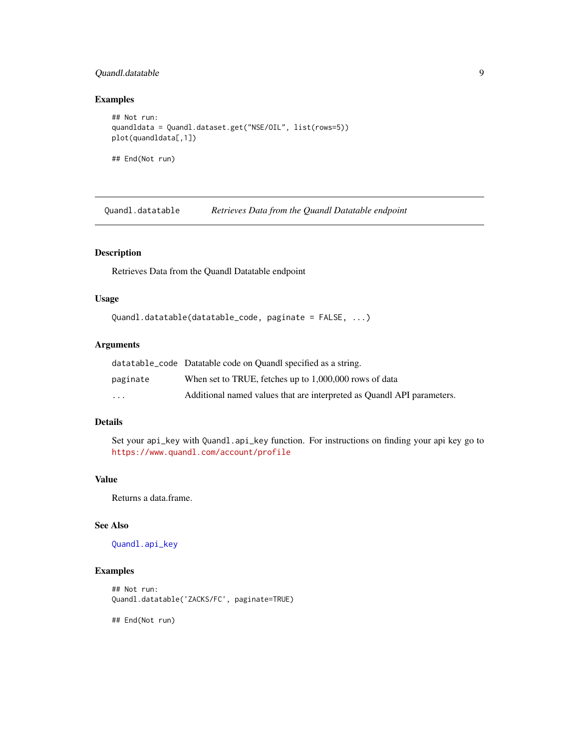## Examples

```
## Not run:
quandldata = Quandl.dataset.get("NSE/OIL", list(rows=5))
plot(quandldata[,1])

## End(Not run)
```

---

# Quandl.datatable — *Retrieves Data from the Quandl Datatable endpoint*

## Description

Retrieves Data from the Quandl Datatable endpoint

## Usage

```
Quandl.datatable(datatable_code, paginate = FALSE, ...)
```

## Arguments

| | |
|---|---|
| datatable_code | Datatable code on Quandl specified as a string. |
| paginate | When set to TRUE, fetches up to 1,000,000 rows of data |
| ... | Additional named values that are interpreted as Quandl API parameters. |

## Details

Set your `api_key` with `Quandl.api_key` function. For instructions on finding your api key go to https://www.quandl.com/account/profile

## Value

Returns a data.frame.

## See Also

`Quandl.api_key`

## Examples

```
## Not run:
Quandl.datatable('ZACKS/FC', paginate=TRUE)

## End(Not run)
```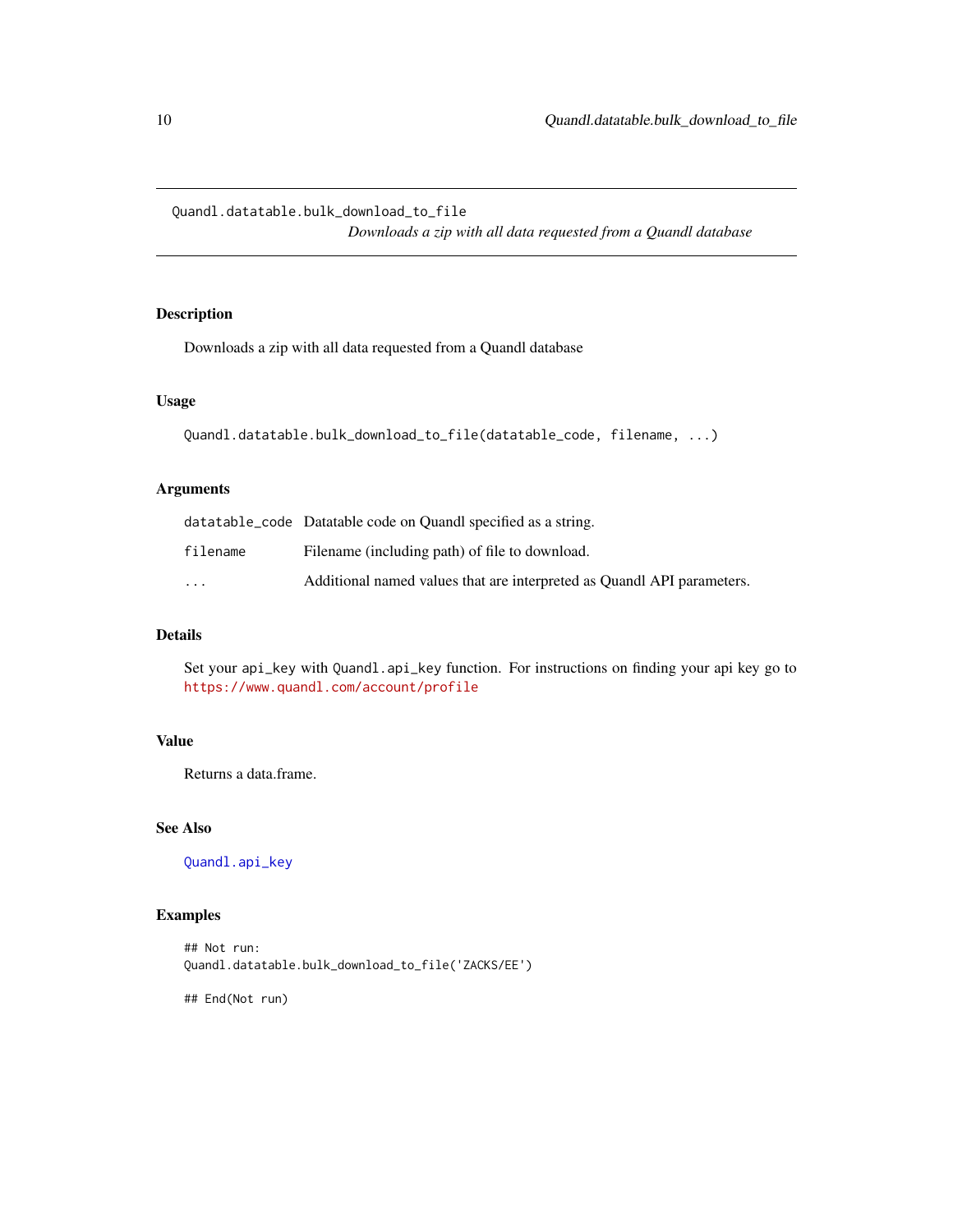# Quandl.datatable.bulk_download_to_file

*Downloads a zip with all data requested from a Quandl database*

## Description

Downloads a zip with all data requested from a Quandl database

## Usage

```
Quandl.datatable.bulk_download_to_file(datatable_code, filename, ...)
```

## Arguments

| | |
|---|---|
| `datatable_code` | Datatable code on Quandl specified as a string. |
| `filename` | Filename (including path) of file to download. |
| `...` | Additional named values that are interpreted as Quandl API parameters. |

## Details

Set your `api_key` with `Quandl.api_key` function. For instructions on finding your api key go to https://www.quandl.com/account/profile

## Value

Returns a data.frame.

## See Also

`Quandl.api_key`

## Examples

```
## Not run:
Quandl.datatable.bulk_download_to_file('ZACKS/EE')

## End(Not run)
```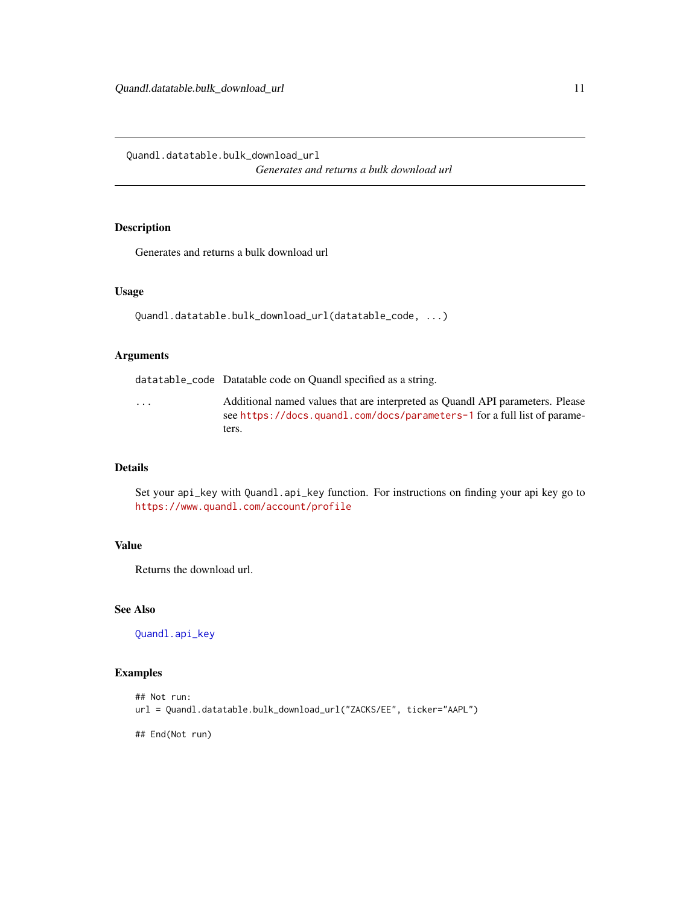## Quandl.datatable.bulk_download_url

*Generates and returns a bulk download url*

### Description

Generates and returns a bulk download url

### Usage

```
Quandl.datatable.bulk_download_url(datatable_code, ...)
```

### Arguments

| | |
|---|---|
| `datatable_code` | Datatable code on Quandl specified as a string. |
| `...` | Additional named values that are interpreted as Quandl API parameters. Please see https://docs.quandl.com/docs/parameters-1 for a full list of parameters. |

### Details

Set your `api_key` with `Quandl.api_key` function. For instructions on finding your api key go to https://www.quandl.com/account/profile

### Value

Returns the download url.

### See Also

`Quandl.api_key`

### Examples

```
## Not run:
url = Quandl.datatable.bulk_download_url("ZACKS/EE", ticker="AAPL")

## End(Not run)
```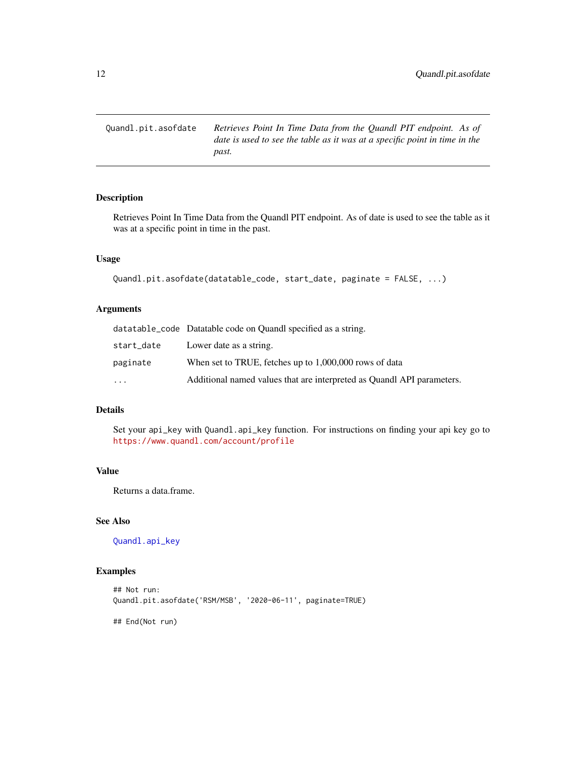Quandl.pit.asofdate *Retrieves Point In Time Data from the Quandl PIT endpoint. As of date is used to see the table as it was at a specific point in time in the past.*

## Description

Retrieves Point In Time Data from the Quandl PIT endpoint. As of date is used to see the table as it was at a specific point in time in the past.

## Usage

```
Quandl.pit.asofdate(datatable_code, start_date, paginate = FALSE, ...)
```

## Arguments

| | |
|---|---|
| `datatable_code` | Datatable code on Quandl specified as a string. |
| `start_date` | Lower date as a string. |
| `paginate` | When set to TRUE, fetches up to 1,000,000 rows of data |
| `...` | Additional named values that are interpreted as Quandl API parameters. |

## Details

Set your `api_key` with `Quandl.api_key` function. For instructions on finding your api key go to https://www.quandl.com/account/profile

## Value

Returns a data.frame.

## See Also

`Quandl.api_key`

## Examples

```
## Not run:
Quandl.pit.asofdate('RSM/MSB', '2020-06-11', paginate=TRUE)

## End(Not run)
```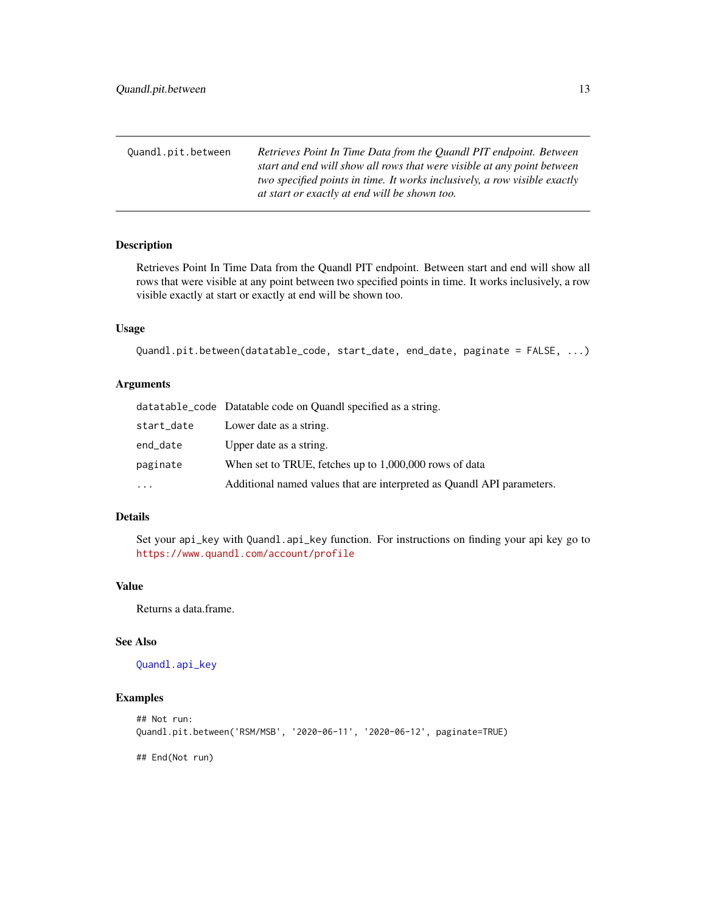| Quandl.pit.between | *Retrieves Point In Time Data from the Quandl PIT endpoint. Between start and end will show all rows that were visible at any point between two specified points in time. It works inclusively, a row visible exactly at start or exactly at end will be shown too.* |
|---|---|

## Description

Retrieves Point In Time Data from the Quandl PIT endpoint. Between start and end will show all rows that were visible at any point between two specified points in time. It works inclusively, a row visible exactly at start or exactly at end will be shown too.

## Usage

```
Quandl.pit.between(datatable_code, start_date, end_date, paginate = FALSE, ...)
```

## Arguments

| | |
|---|---|
| `datatable_code` | Datatable code on Quandl specified as a string. |
| `start_date` | Lower date as a string. |
| `end_date` | Upper date as a string. |
| `paginate` | When set to TRUE, fetches up to 1,000,000 rows of data |
| `...` | Additional named values that are interpreted as Quandl API parameters. |

## Details

Set your `api_key` with `Quandl.api_key` function. For instructions on finding your api key go to https://www.quandl.com/account/profile

## Value

Returns a data.frame.

## See Also

`Quandl.api_key`

## Examples

```
## Not run:
Quandl.pit.between('RSM/MSB', '2020-06-11', '2020-06-12', paginate=TRUE)

## End(Not run)
```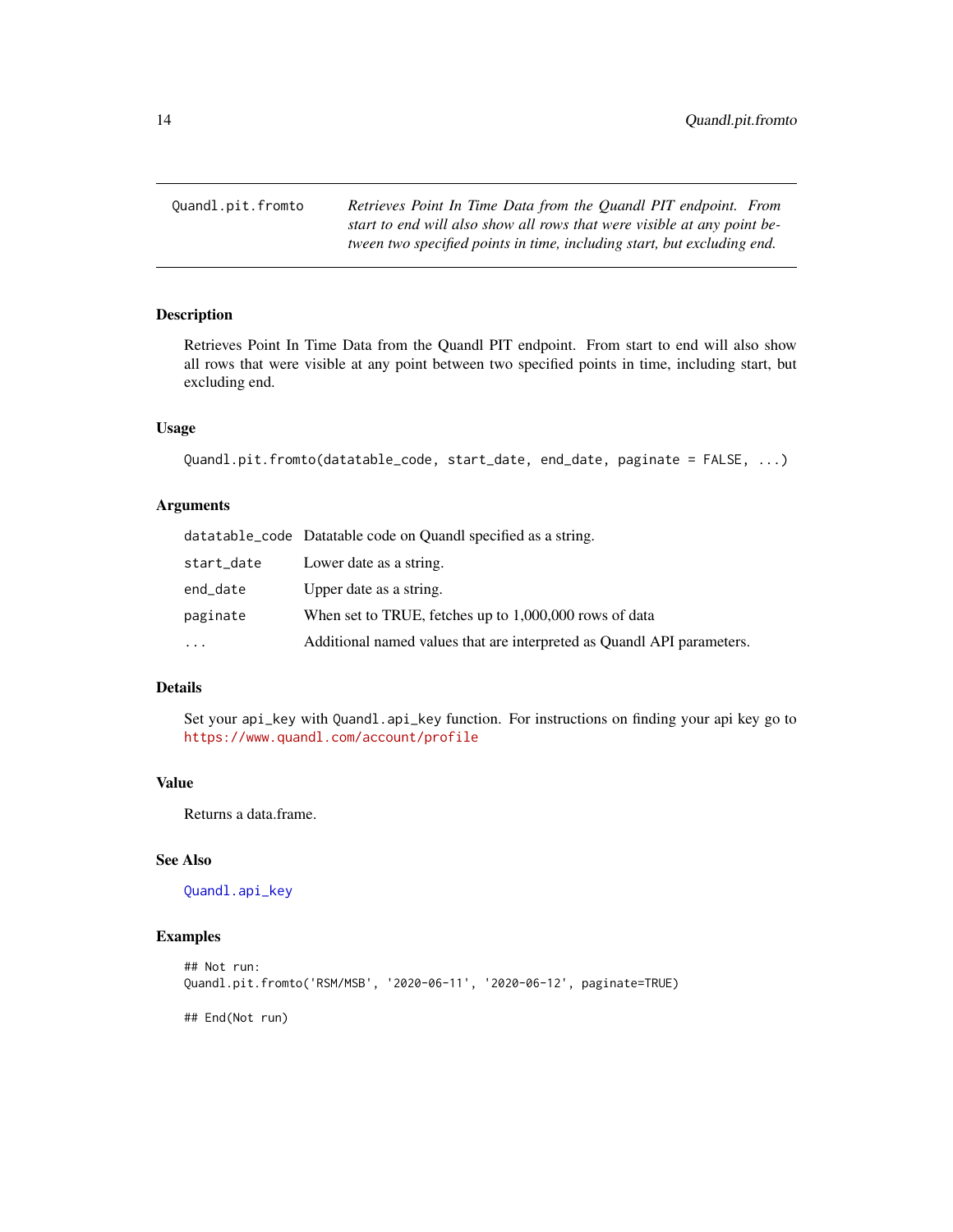Quandl.pit.fromto — *Retrieves Point In Time Data from the Quandl PIT endpoint. From start to end will also show all rows that were visible at any point between two specified points in time, including start, but excluding end.*

### Description

Retrieves Point In Time Data from the Quandl PIT endpoint. From start to end will also show all rows that were visible at any point between two specified points in time, including start, but excluding end.

### Usage

```
Quandl.pit.fromto(datatable_code, start_date, end_date, paginate = FALSE, ...)
```

### Arguments

| | |
|---|---|
| datatable_code | Datatable code on Quandl specified as a string. |
| start_date | Lower date as a string. |
| end_date | Upper date as a string. |
| paginate | When set to TRUE, fetches up to 1,000,000 rows of data |
| ... | Additional named values that are interpreted as Quandl API parameters. |

### Details

Set your api_key with Quandl.api_key function. For instructions on finding your api key go to https://www.quandl.com/account/profile

### Value

Returns a data.frame.

### See Also

Quandl.api_key

### Examples

```
## Not run:
Quandl.pit.fromto('RSM/MSB', '2020-06-11', '2020-06-12', paginate=TRUE)

## End(Not run)
```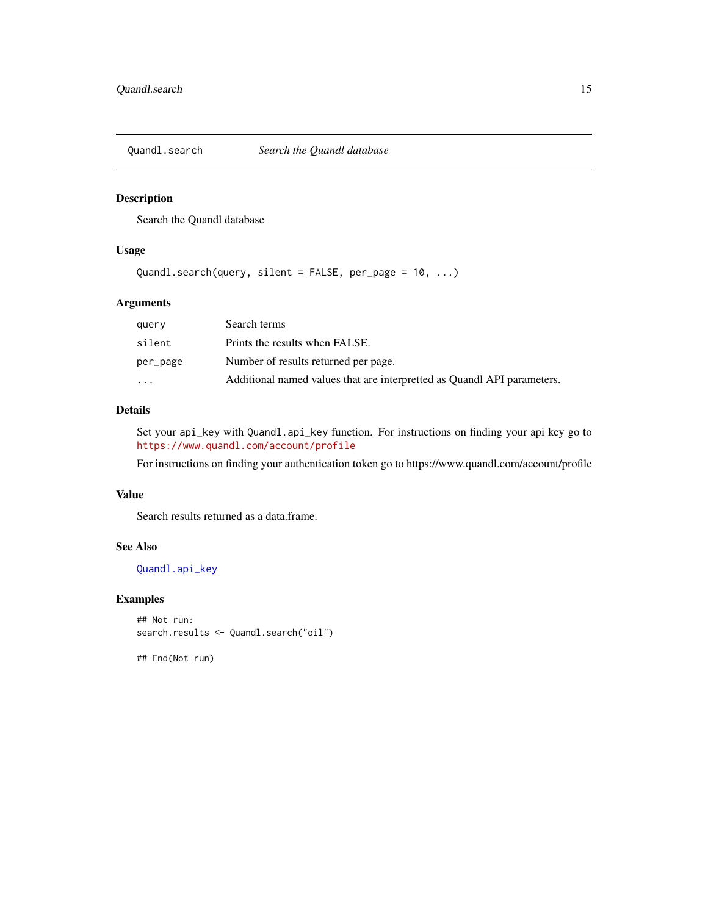## Quandl.search — *Search the Quandl database*

### Description

Search the Quandl database

### Usage

```
Quandl.search(query, silent = FALSE, per_page = 10, ...)
```

### Arguments

| Argument | Description |
|---|---|
| `query` | Search terms |
| `silent` | Prints the results when FALSE. |
| `per_page` | Number of results returned per page. |
| `...` | Additional named values that are interpretted as Quandl API parameters. |

### Details

Set your `api_key` with `Quandl.api_key` function. For instructions on finding your api key go to `https://www.quandl.com/account/profile`

For instructions on finding your authentication token go to https://www.quandl.com/account/profile

### Value

Search results returned as a data.frame.

### See Also

`Quandl.api_key`

### Examples

```
## Not run:
search.results <- Quandl.search("oil")

## End(Not run)
```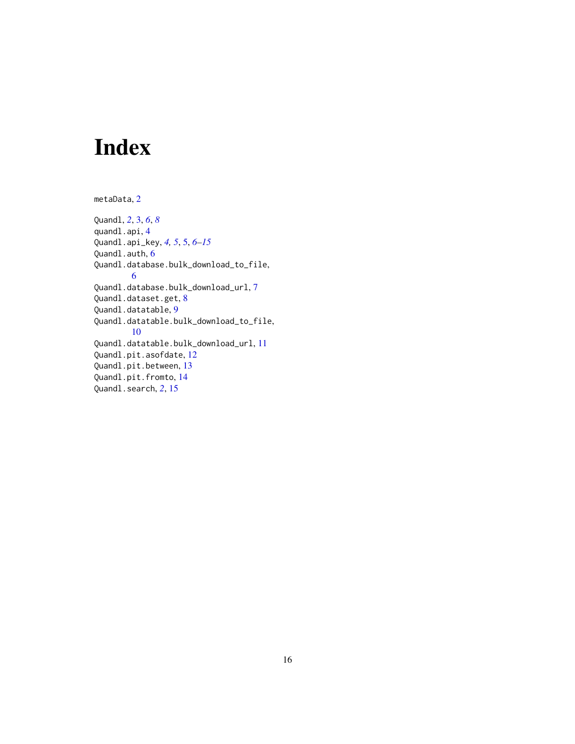# Index

metaData, 2

Quandl, *2*, 3, *6*, *8*
quandl.api, 4
Quandl.api_key, *4, 5*, 5, *6–15*
Quandl.auth, 6
Quandl.database.bulk_download_to_file, 6
Quandl.database.bulk_download_url, 7
Quandl.dataset.get, 8
Quandl.datatable, 9
Quandl.datatable.bulk_download_to_file, 10
Quandl.datatable.bulk_download_url, 11
Quandl.pit.asofdate, 12
Quandl.pit.between, 13
Quandl.pit.fromto, 14
Quandl.search, *2*, 15